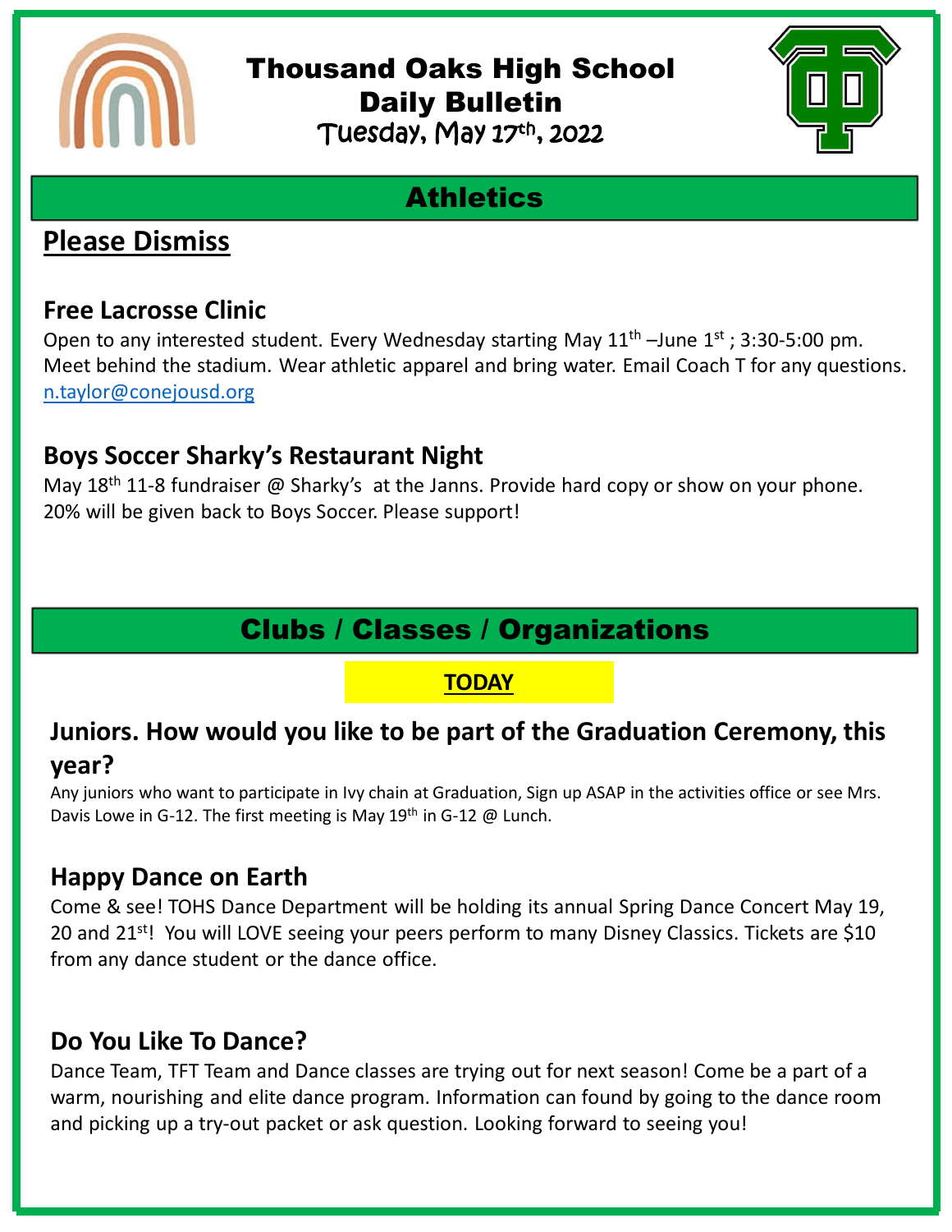# Thousand Oaks High School Daily Bulletin

Tuesday, May 17th, 2022

## Athletics

### Please Dismiss

### Free Lacrosse Clinic

Open to any interested student. Every Wednesday starting May 11th –June 1st ; 3:30-5:00 pm. Meet behind the stadium. Wear athletic apparel and bring water. Email Coach T for any questions. n.taylor@conejousd.org

### Boys Soccer Sharky's Restaurant Night

May 18th 11-8 fundraiser @ Sharky's at the Janns. Provide hard copy or show on your phone. 20% will be given back to Boys Soccer. Please support!

## Clubs / Classes / Organizations

**TODAY**

### Juniors. How would you like to be part of the Graduation Ceremony, this year?

Any juniors who want to participate in Ivy chain at Graduation, Sign up ASAP in the activities office or see Mrs. Davis Lowe in G-12. The first meeting is May 19th in G-12 @ Lunch.

### Happy Dance on Earth

Come & see! TOHS Dance Department will be holding its annual Spring Dance Concert May 19, 20 and 21st! You will LOVE seeing your peers perform to many Disney Classics. Tickets are $10 from any dance student or the dance office.

### Do You Like To Dance?

Dance Team, TFT Team and Dance classes are trying out for next season! Come be a part of a warm, nourishing and elite dance program. Information can found by going to the dance room and picking up a try-out packet or ask question. Looking forward to seeing you!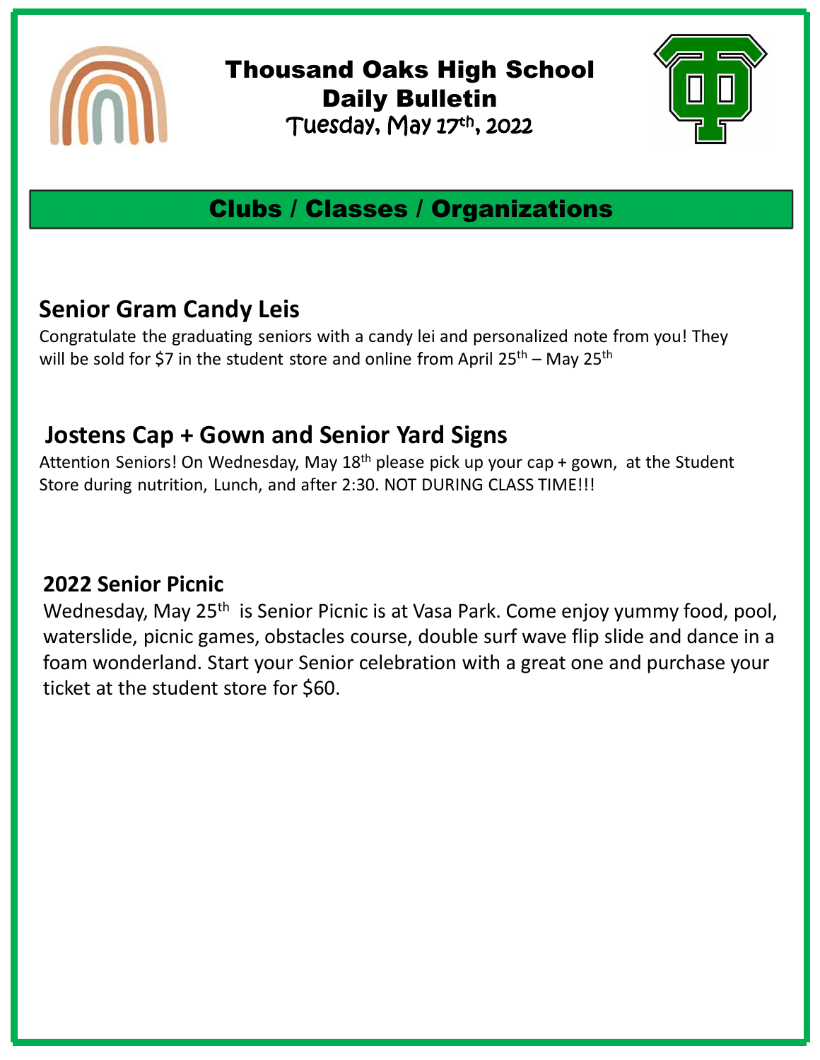# Thousand Oaks High School Daily Bulletin

Tuesday, May 17th, 2022

## Clubs / Classes / Organizations

### Senior Gram Candy Leis

Congratulate the graduating seniors with a candy lei and personalized note from you! They will be sold for $7 in the student store and online from April 25th – May 25th

### Jostens Cap + Gown and Senior Yard Signs

Attention Seniors! On Wednesday, May 18th please pick up your cap + gown, at the Student Store during nutrition, Lunch, and after 2:30. NOT DURING CLASS TIME!!!

### 2022 Senior Picnic

Wednesday, May 25th is Senior Picnic is at Vasa Park. Come enjoy yummy food, pool, waterslide, picnic games, obstacles course, double surf wave flip slide and dance in a foam wonderland. Start your Senior celebration with a great one and purchase your ticket at the student store for $60.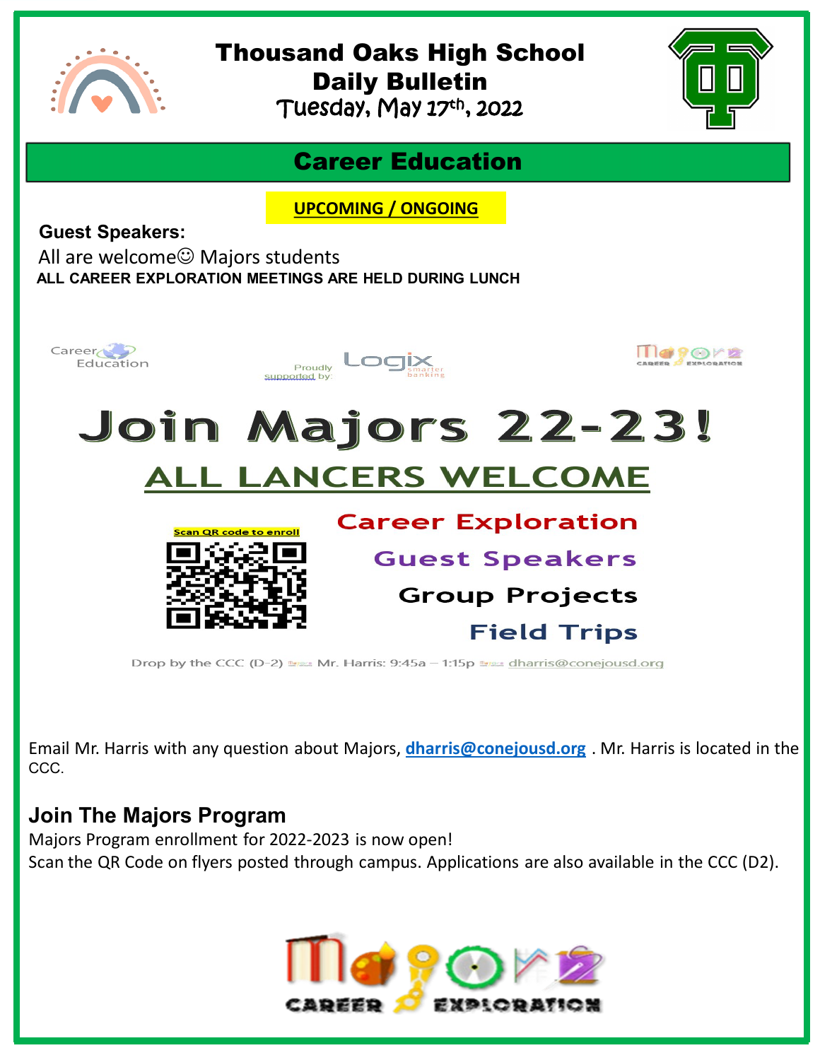# Thousand Oaks High School
## Daily Bulletin
Tuesday, May 17th, 2022

## Career Education

**UPCOMING / ONGOING**

**Guest Speakers:**

All are welcome☺ Majors students

**ALL CAREER EXPLORATION MEETINGS ARE HELD DURING LUNCH**

Career Education

Proudly supported by: Logix smarter banking

Majors CAREER EXPLORATION

# Join Majors 22-23!

## ALL LANCERS WELCOME

Scan QR code to enroll

Career Exploration

Guest Speakers

Group Projects

Field Trips

Drop by the CCC (D-2) Mr. Harris: 9:45a – 1:15p dharris@conejousd.org

Email Mr. Harris with any question about Majors, **dharris@conejousd.org** . Mr. Harris is located in the CCC.

### Join The Majors Program

Majors Program enrollment for 2022-2023 is now open!

Scan the QR Code on flyers posted through campus. Applications are also available in the CCC (D2).

Majors CAREER EXPLORATION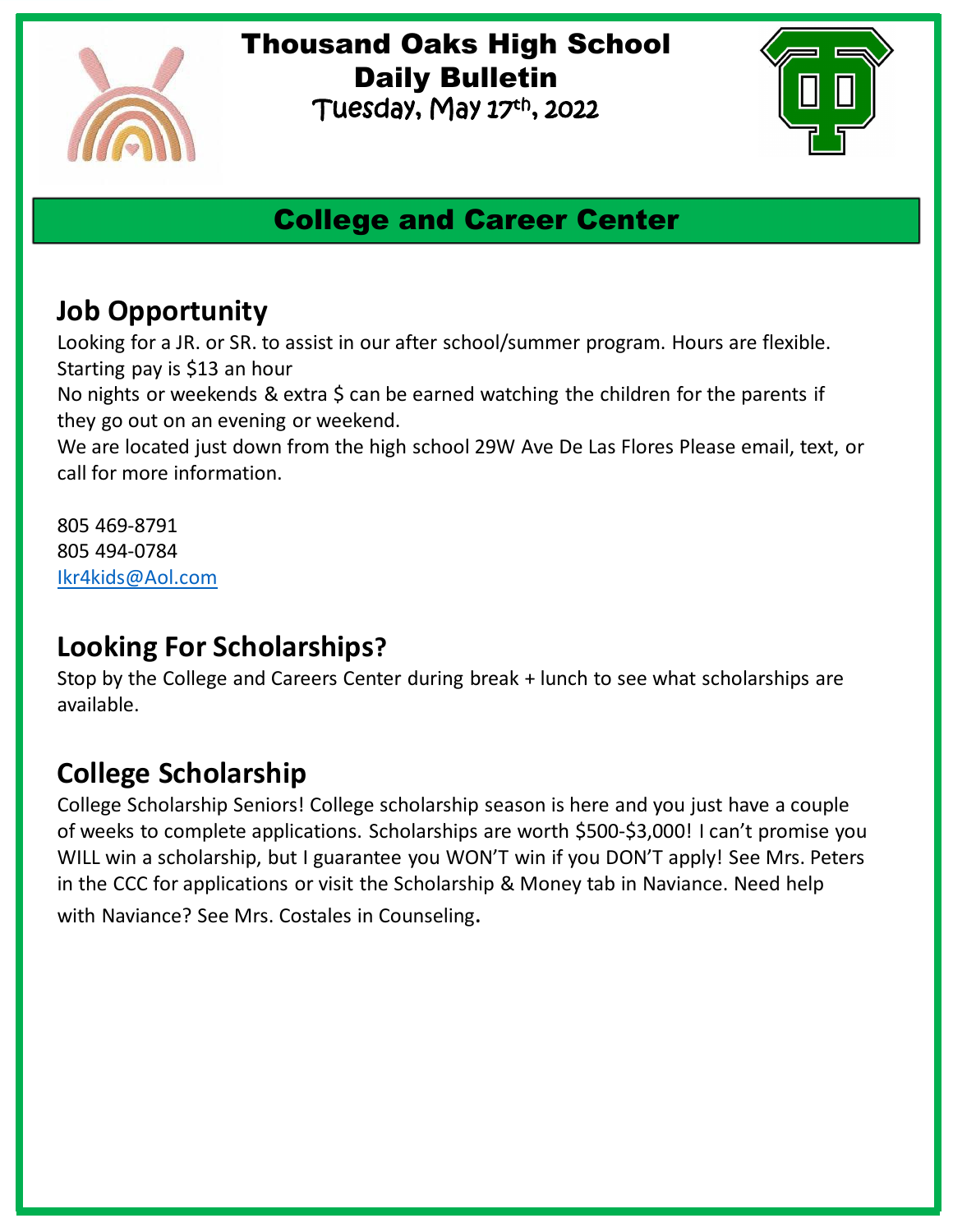# Thousand Oaks High School
# Daily Bulletin
Tuesday, May 17th, 2022

## College and Career Center

### Job Opportunity

Looking for a JR. or SR. to assist in our after school/summer program. Hours are flexible. Starting pay is $13 an hour

No nights or weekends & extra $ can be earned watching the children for the parents if they go out on an evening or weekend.

We are located just down from the high school 29W Ave De Las Flores Please email, text, or call for more information.

805 469-8791
805 494-0784
Ikr4kids@Aol.com

### Looking For Scholarships?

Stop by the College and Careers Center during break + lunch to see what scholarships are available.

### College Scholarship

College Scholarship Seniors! College scholarship season is here and you just have a couple of weeks to complete applications. Scholarships are worth $500-$3,000! I can't promise you WILL win a scholarship, but I guarantee you WON'T win if you DON'T apply! See Mrs. Peters in the CCC for applications or visit the Scholarship & Money tab in Naviance. Need help with Naviance? See Mrs. Costales in Counseling.